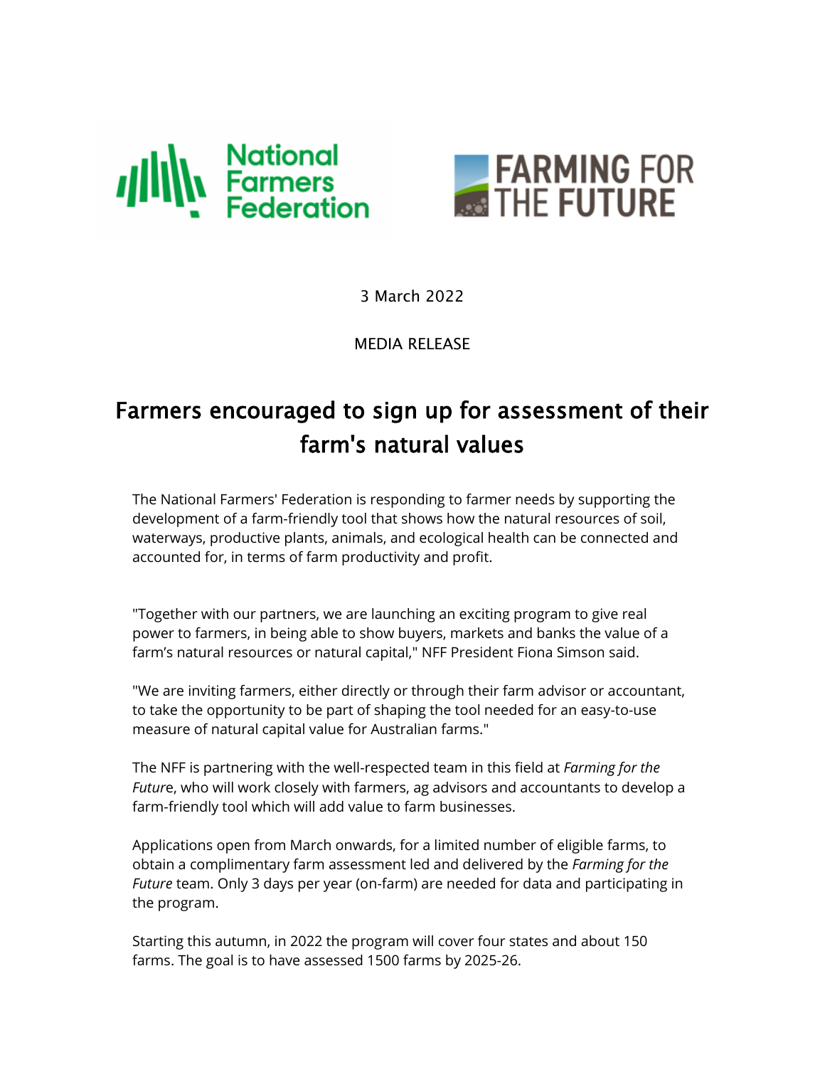3 March 2022

MEDIA RELEASE

# Farmers encouraged to sign up for assessment of their farm's natural values

The National Farmers' Federation is responding to farmer needs by supporting the development of a farm-friendly tool that shows how the natural resources of soil, waterways, productive plants, animals, and ecological health can be connected and accounted for, in terms of farm productivity and profit.

"Together with our partners, we are launching an exciting program to give real power to farmers, in being able to show buyers, markets and banks the value of a farm's natural resources or natural capital," NFF President Fiona Simson said.

"We are inviting farmers, either directly or through their farm advisor or accountant, to take the opportunity to be part of shaping the tool needed for an easy-to-use measure of natural capital value for Australian farms."

The NFF is partnering with the well-respected team in this field at *Farming for the Futur*e, who will work closely with farmers, ag advisors and accountants to develop a farm-friendly tool which will add value to farm businesses.

Applications open from March onwards, for a limited number of eligible farms, to obtain a complimentary farm assessment led and delivered by the *Farming for the Future* team. Only 3 days per year (on-farm) are needed for data and participating in the program.

Starting this autumn, in 2022 the program will cover four states and about 150 farms. The goal is to have assessed 1500 farms by 2025-26.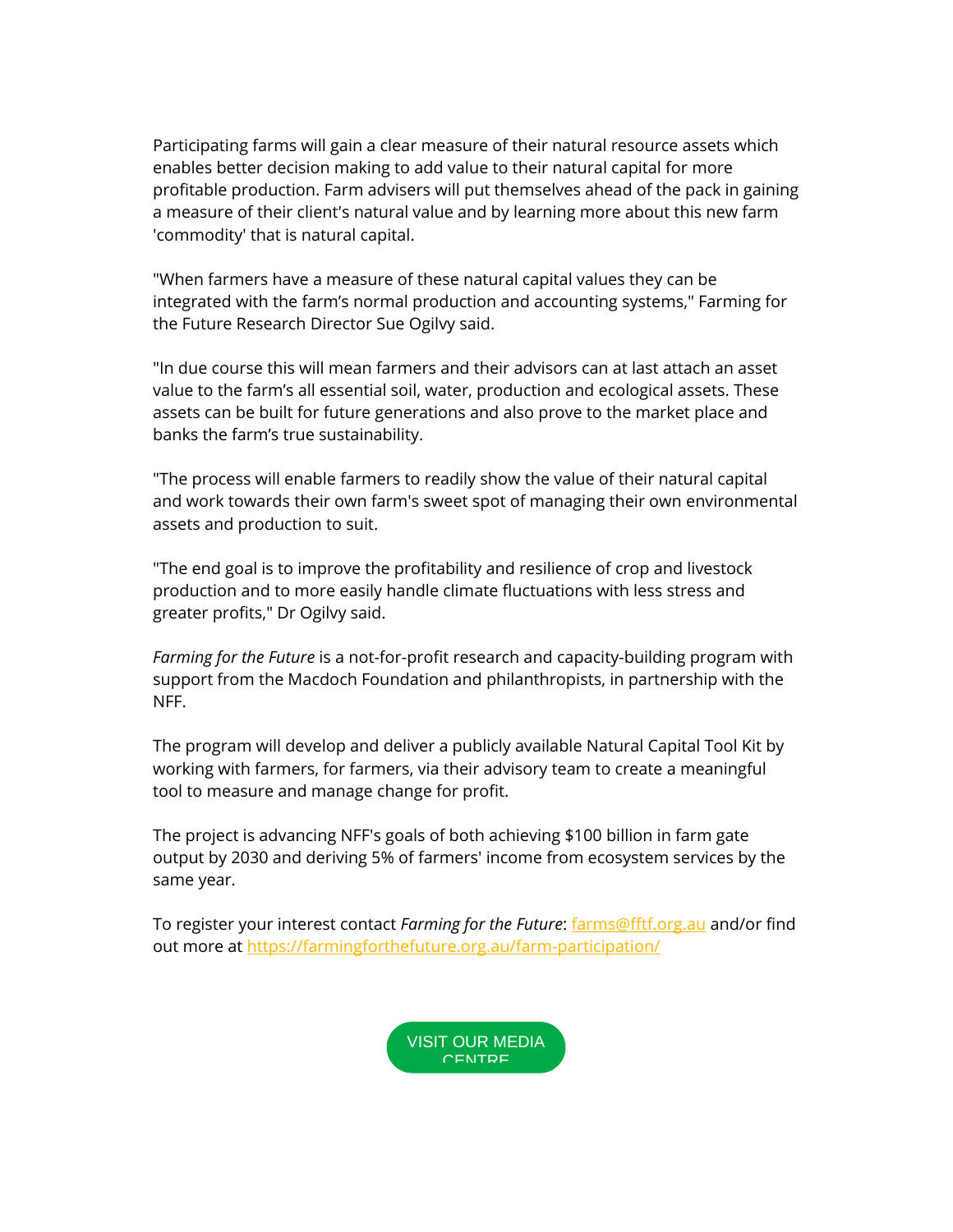Participating farms will gain a clear measure of their natural resource assets which enables better decision making to add value to their natural capital for more profitable production. Farm advisers will put themselves ahead of the pack in gaining a measure of their client's natural value and by learning more about this new farm 'commodity' that is natural capital.

"When farmers have a measure of these natural capital values they can be integrated with the farm's normal production and accounting systems," Farming for the Future Research Director Sue Ogilvy said.

"In due course this will mean farmers and their advisors can at last attach an asset value to the farm's all essential soil, water, production and ecological assets. These assets can be built for future generations and also prove to the market place and banks the farm's true sustainability.

"The process will enable farmers to readily show the value of their natural capital and work towards their own farm's sweet spot of managing their own environmental assets and production to suit.

"The end goal is to improve the profitability and resilience of crop and livestock production and to more easily handle climate fluctuations with less stress and greater profits," Dr Ogilvy said.

*Farming for the Future* is a not-for-profit research and capacity-building program with support from the Macdoch Foundation and philanthropists, in partnership with the NFF.

The program will develop and deliver a publicly available Natural Capital Tool Kit by working with farmers, for farmers, via their advisory team to create a meaningful tool to measure and manage change for profit.

The project is advancing NFF's goals of both achieving $100 billion in farm gate output by 2030 and deriving 5% of farmers' income from ecosystem services by the same year.

To register your interest contact *Farming for the Future*: [farms@fftf.org.au](mailto:farms@fftf.org.au) and/or find out more at [https://farmingforthefuture.org.au/farm-participation/](https://farmingforthefuture.org.au/farm-participation/)

VISIT OUR MEDIA CENTRE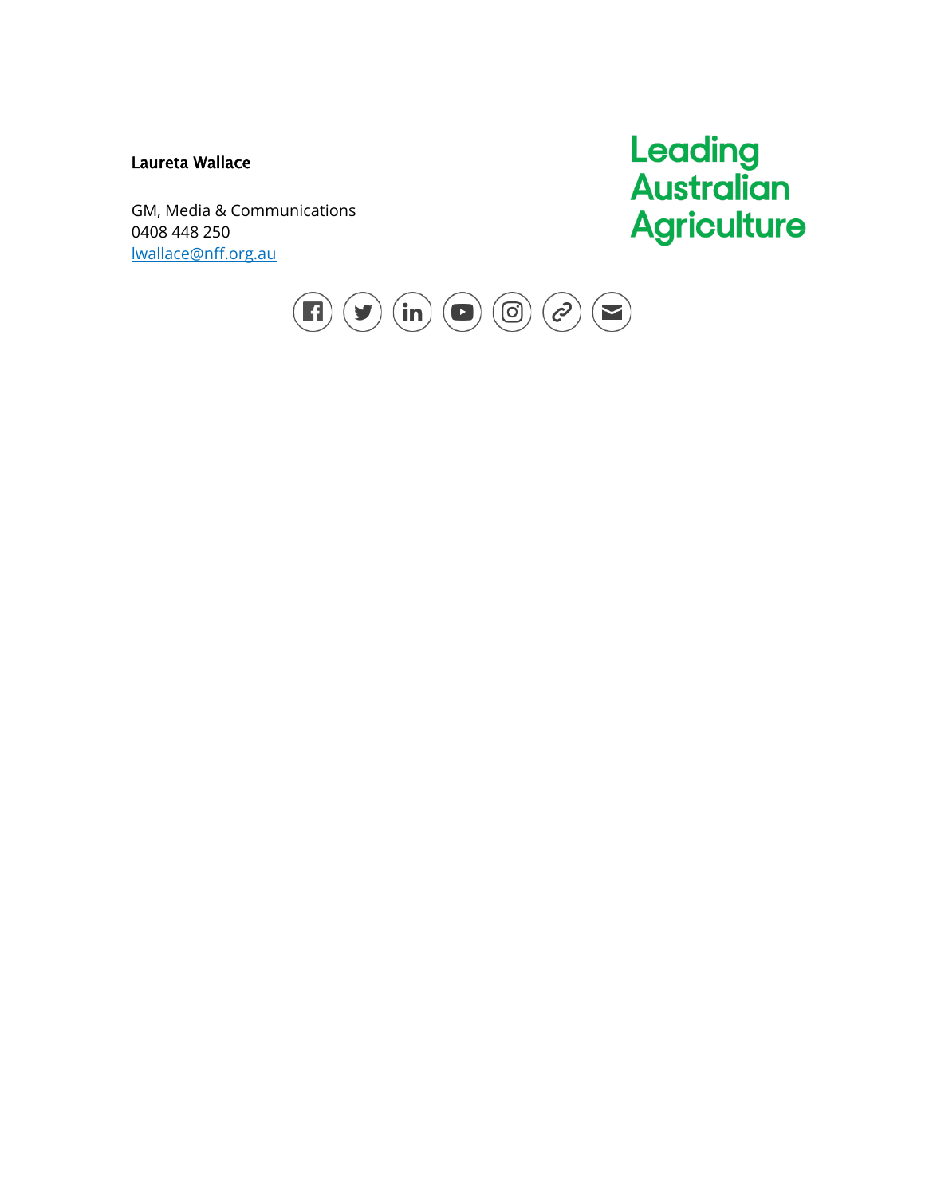**Laureta Wallace**

GM, Media & Communications
0408 448 250
lwallace@nff.org.au

Leading Australian Agriculture